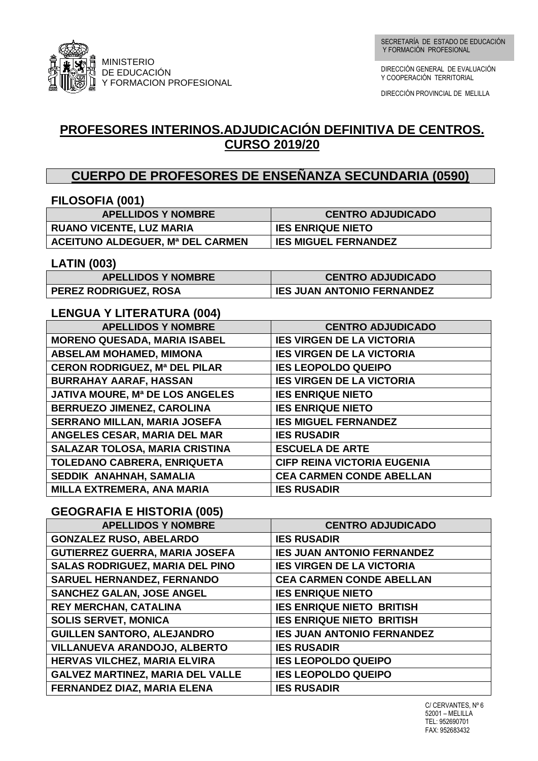MINISTERIO
DE EDUCACIÓN
Y FORMACION PROFESIONAL

SECRETARÍA DE ESTADO DE EDUCACIÓN Y FORMACIÓN PROFESIONAL

DIRECCIÓN GENERAL DE EVALUACIÓN Y COOPERACIÓN TERRITORIAL

DIRECCIÓN PROVINCIAL DE MELILLA

# PROFESORES INTERINOS.ADJUDICACIÓN DEFINITIVA DE CENTROS. CURSO 2019/20

## CUERPO DE PROFESORES DE ENSEÑANZA SECUNDARIA (0590)

### FILOSOFIA (001)

| APELLIDOS Y NOMBRE | CENTRO ADJUDICADO |
|---|---|
| RUANO VICENTE, LUZ MARIA | IES ENRIQUE NIETO |
| ACEITUNO ALDEGUER, Mª DEL CARMEN | IES MIGUEL FERNANDEZ |

### LATIN (003)

| APELLIDOS Y NOMBRE | CENTRO ADJUDICADO |
|---|---|
| PEREZ RODRIGUEZ, ROSA | IES JUAN ANTONIO FERNANDEZ |

### LENGUA Y LITERATURA (004)

| APELLIDOS Y NOMBRE | CENTRO ADJUDICADO |
|---|---|
| MORENO QUESADA, MARIA ISABEL | IES VIRGEN DE LA VICTORIA |
| ABSELAM MOHAMED, MIMONA | IES VIRGEN DE LA VICTORIA |
| CERON RODRIGUEZ, Mª DEL PILAR | IES LEOPOLDO QUEIPO |
| BURRAHAY AARAF, HASSAN | IES VIRGEN DE LA VICTORIA |
| JATIVA MOURE, Mª DE LOS ANGELES | IES ENRIQUE NIETO |
| BERRUEZO JIMENEZ, CAROLINA | IES ENRIQUE NIETO |
| SERRANO MILLAN, MARIA JOSEFA | IES MIGUEL FERNANDEZ |
| ANGELES CESAR, MARIA DEL MAR | IES RUSADIR |
| SALAZAR TOLOSA, MARIA CRISTINA | ESCUELA DE ARTE |
| TOLEDANO CABRERA, ENRIQUETA | CIFP REINA VICTORIA EUGENIA |
| SEDDIK ANAHNAH, SAMALIA | CEA CARMEN CONDE ABELLAN |
| MILLA EXTREMERA, ANA MARIA | IES RUSADIR |

### GEOGRAFIA E HISTORIA (005)

| APELLIDOS Y NOMBRE | CENTRO ADJUDICADO |
|---|---|
| GONZALEZ RUSO, ABELARDO | IES RUSADIR |
| GUTIERREZ GUERRA, MARIA JOSEFA | IES JUAN ANTONIO FERNANDEZ |
| SALAS RODRIGUEZ, MARIA DEL PINO | IES VIRGEN DE LA VICTORIA |
| SARUEL HERNANDEZ, FERNANDO | CEA CARMEN CONDE ABELLAN |
| SANCHEZ GALAN, JOSE ANGEL | IES ENRIQUE NIETO |
| REY MERCHAN, CATALINA | IES ENRIQUE NIETO BRITISH |
| SOLIS SERVET, MONICA | IES ENRIQUE NIETO BRITISH |
| GUILLEN SANTORO, ALEJANDRO | IES JUAN ANTONIO FERNANDEZ |
| VILLANUEVA ARANDOJO, ALBERTO | IES RUSADIR |
| HERVAS VILCHEZ, MARIA ELVIRA | IES LEOPOLDO QUEIPO |
| GALVEZ MARTINEZ, MARIA DEL VALLE | IES LEOPOLDO QUEIPO |
| FERNANDEZ DIAZ, MARIA ELENA | IES RUSADIR |

C/ CERVANTES, Nº 6
52001 – MELILLA
TEL: 952690701
FAX: 952683432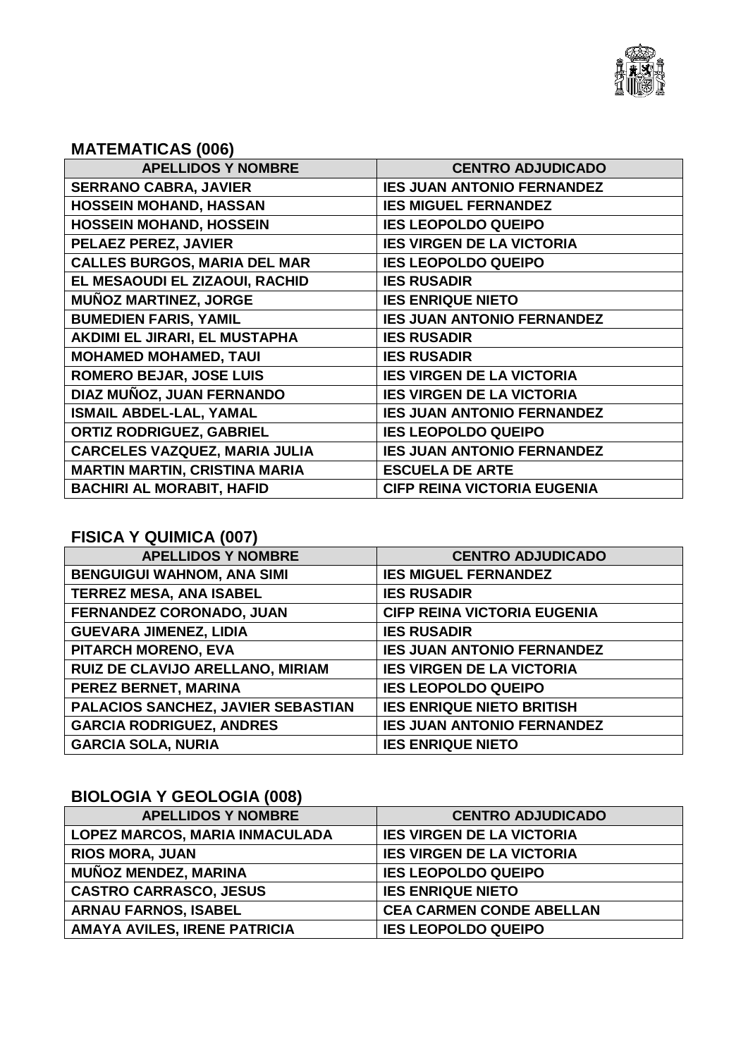## MATEMATICAS (006)

| APELLIDOS Y NOMBRE | CENTRO ADJUDICADO |
| --- | --- |
| SERRANO CABRA, JAVIER | IES JUAN ANTONIO FERNANDEZ |
| HOSSEIN MOHAND, HASSAN | IES MIGUEL FERNANDEZ |
| HOSSEIN MOHAND, HOSSEIN | IES LEOPOLDO QUEIPO |
| PELAEZ PEREZ, JAVIER | IES VIRGEN DE LA VICTORIA |
| CALLES BURGOS, MARIA DEL MAR | IES LEOPOLDO QUEIPO |
| EL MESAOUDI EL ZIZAOUI, RACHID | IES RUSADIR |
| MUÑOZ MARTINEZ, JORGE | IES ENRIQUE NIETO |
| BUMEDIEN FARIS, YAMIL | IES JUAN ANTONIO FERNANDEZ |
| AKDIMI EL JIRARI, EL MUSTAPHA | IES RUSADIR |
| MOHAMED MOHAMED, TAUI | IES RUSADIR |
| ROMERO BEJAR, JOSE LUIS | IES VIRGEN DE LA VICTORIA |
| DIAZ MUÑOZ, JUAN FERNANDO | IES VIRGEN DE LA VICTORIA |
| ISMAIL ABDEL-LAL, YAMAL | IES JUAN ANTONIO FERNANDEZ |
| ORTIZ RODRIGUEZ, GABRIEL | IES LEOPOLDO QUEIPO |
| CARCELES VAZQUEZ, MARIA JULIA | IES JUAN ANTONIO FERNANDEZ |
| MARTIN MARTIN, CRISTINA MARIA | ESCUELA DE ARTE |
| BACHIRI AL MORABIT, HAFID | CIFP REINA VICTORIA EUGENIA |

## FISICA Y QUIMICA (007)

| APELLIDOS Y NOMBRE | CENTRO ADJUDICADO |
| --- | --- |
| BENGUIGUI WAHNOM, ANA SIMI | IES MIGUEL FERNANDEZ |
| TERREZ MESA, ANA ISABEL | IES RUSADIR |
| FERNANDEZ CORONADO, JUAN | CIFP REINA VICTORIA EUGENIA |
| GUEVARA JIMENEZ, LIDIA | IES RUSADIR |
| PITARCH MORENO, EVA | IES JUAN ANTONIO FERNANDEZ |
| RUIZ DE CLAVIJO ARELLANO, MIRIAM | IES VIRGEN DE LA VICTORIA |
| PEREZ BERNET, MARINA | IES LEOPOLDO QUEIPO |
| PALACIOS SANCHEZ, JAVIER SEBASTIAN | IES ENRIQUE NIETO BRITISH |
| GARCIA RODRIGUEZ, ANDRES | IES JUAN ANTONIO FERNANDEZ |
| GARCIA SOLA, NURIA | IES ENRIQUE NIETO |

## BIOLOGIA Y GEOLOGIA (008)

| APELLIDOS Y NOMBRE | CENTRO ADJUDICADO |
| --- | --- |
| LOPEZ MARCOS, MARIA INMACULADA | IES VIRGEN DE LA VICTORIA |
| RIOS MORA, JUAN | IES VIRGEN DE LA VICTORIA |
| MUÑOZ MENDEZ, MARINA | IES LEOPOLDO QUEIPO |
| CASTRO CARRASCO, JESUS | IES ENRIQUE NIETO |
| ARNAU FARNOS, ISABEL | CEA CARMEN CONDE ABELLAN |
| AMAYA AVILES, IRENE PATRICIA | IES LEOPOLDO QUEIPO |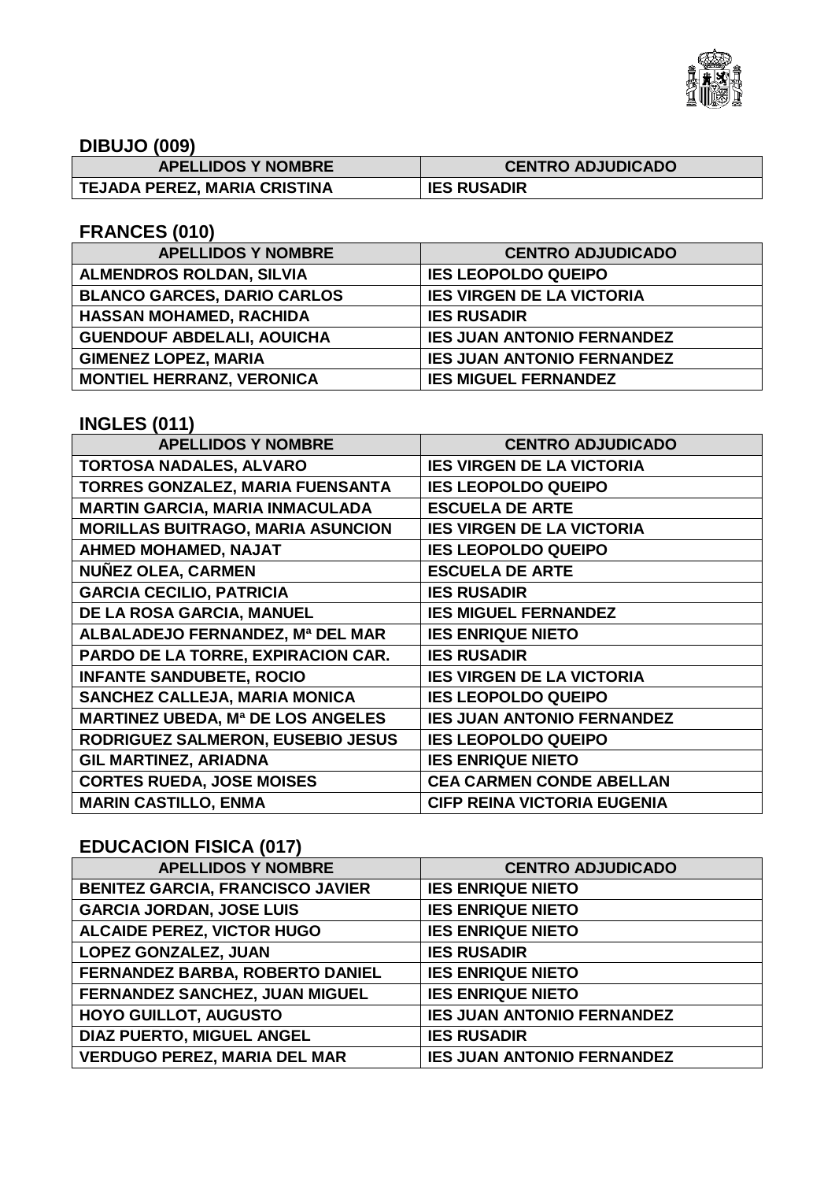## DIBUJO (009)

| APELLIDOS Y NOMBRE | CENTRO ADJUDICADO |
|---|---|
| TEJADA PEREZ, MARIA CRISTINA | IES RUSADIR |

## FRANCES (010)

| APELLIDOS Y NOMBRE | CENTRO ADJUDICADO |
|---|---|
| ALMENDROS ROLDAN, SILVIA | IES LEOPOLDO QUEIPO |
| BLANCO GARCES, DARIO CARLOS | IES VIRGEN DE LA VICTORIA |
| HASSAN MOHAMED, RACHIDA | IES RUSADIR |
| GUENDOUF ABDELALI, AOUICHA | IES JUAN ANTONIO FERNANDEZ |
| GIMENEZ LOPEZ, MARIA | IES JUAN ANTONIO FERNANDEZ |
| MONTIEL HERRANZ, VERONICA | IES MIGUEL FERNANDEZ |

## INGLES (011)

| APELLIDOS Y NOMBRE | CENTRO ADJUDICADO |
|---|---|
| TORTOSA NADALES, ALVARO | IES VIRGEN DE LA VICTORIA |
| TORRES GONZALEZ, MARIA FUENSANTA | IES LEOPOLDO QUEIPO |
| MARTIN GARCIA, MARIA INMACULADA | ESCUELA DE ARTE |
| MORILLAS BUITRAGO, MARIA ASUNCION | IES VIRGEN DE LA VICTORIA |
| AHMED MOHAMED, NAJAT | IES LEOPOLDO QUEIPO |
| NUÑEZ OLEA, CARMEN | ESCUELA DE ARTE |
| GARCIA CECILIO, PATRICIA | IES RUSADIR |
| DE LA ROSA GARCIA, MANUEL | IES MIGUEL FERNANDEZ |
| ALBALADEJO FERNANDEZ, Mª DEL MAR | IES ENRIQUE NIETO |
| PARDO DE LA TORRE, EXPIRACION CAR. | IES RUSADIR |
| INFANTE SANDUBETE, ROCIO | IES VIRGEN DE LA VICTORIA |
| SANCHEZ CALLEJA, MARIA MONICA | IES LEOPOLDO QUEIPO |
| MARTINEZ UBEDA, Mª DE LOS ANGELES | IES JUAN ANTONIO FERNANDEZ |
| RODRIGUEZ SALMERON, EUSEBIO JESUS | IES LEOPOLDO QUEIPO |
| GIL MARTINEZ, ARIADNA | IES ENRIQUE NIETO |
| CORTES RUEDA, JOSE MOISES | CEA CARMEN CONDE ABELLAN |
| MARIN CASTILLO, ENMA | CIFP REINA VICTORIA EUGENIA |

## EDUCACION FISICA (017)

| APELLIDOS Y NOMBRE | CENTRO ADJUDICADO |
|---|---|
| BENITEZ GARCIA, FRANCISCO JAVIER | IES ENRIQUE NIETO |
| GARCIA JORDAN, JOSE LUIS | IES ENRIQUE NIETO |
| ALCAIDE PEREZ, VICTOR HUGO | IES ENRIQUE NIETO |
| LOPEZ GONZALEZ, JUAN | IES RUSADIR |
| FERNANDEZ BARBA, ROBERTO DANIEL | IES ENRIQUE NIETO |
| FERNANDEZ SANCHEZ, JUAN MIGUEL | IES ENRIQUE NIETO |
| HOYO GUILLOT, AUGUSTO | IES JUAN ANTONIO FERNANDEZ |
| DIAZ PUERTO, MIGUEL ANGEL | IES RUSADIR |
| VERDUGO PEREZ, MARIA DEL MAR | IES JUAN ANTONIO FERNANDEZ |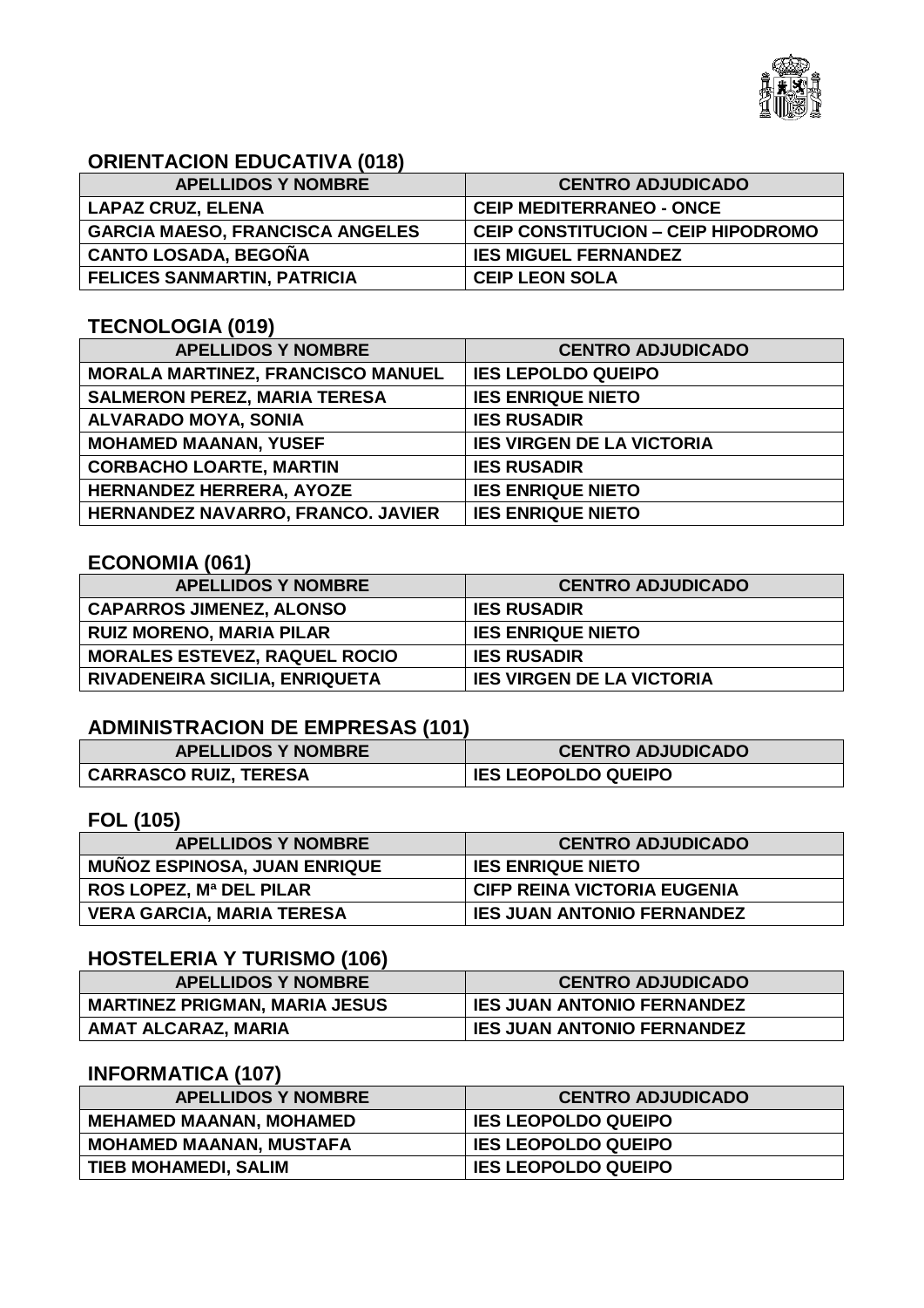## ORIENTACION EDUCATIVA (018)

| APELLIDOS Y NOMBRE | CENTRO ADJUDICADO |
|---|---|
| LAPAZ CRUZ, ELENA | CEIP MEDITERRANEO - ONCE |
| GARCIA MAESO, FRANCISCA ANGELES | CEIP CONSTITUCION – CEIP HIPODROMO |
| CANTO LOSADA, BEGOÑA | IES MIGUEL FERNANDEZ |
| FELICES SANMARTIN, PATRICIA | CEIP LEON SOLA |

## TECNOLOGIA (019)

| APELLIDOS Y NOMBRE | CENTRO ADJUDICADO |
|---|---|
| MORALA MARTINEZ, FRANCISCO MANUEL | IES LEPOLDO QUEIPO |
| SALMERON PEREZ, MARIA TERESA | IES ENRIQUE NIETO |
| ALVARADO MOYA, SONIA | IES RUSADIR |
| MOHAMED MAANAN, YUSEF | IES VIRGEN DE LA VICTORIA |
| CORBACHO LOARTE, MARTIN | IES RUSADIR |
| HERNANDEZ HERRERA, AYOZE | IES ENRIQUE NIETO |
| HERNANDEZ NAVARRO, FRANCO. JAVIER | IES ENRIQUE NIETO |

## ECONOMIA (061)

| APELLIDOS Y NOMBRE | CENTRO ADJUDICADO |
|---|---|
| CAPARROS JIMENEZ, ALONSO | IES RUSADIR |
| RUIZ MORENO, MARIA PILAR | IES ENRIQUE NIETO |
| MORALES ESTEVEZ, RAQUEL ROCIO | IES RUSADIR |
| RIVADENEIRA SICILIA, ENRIQUETA | IES VIRGEN DE LA VICTORIA |

## ADMINISTRACION DE EMPRESAS (101)

| APELLIDOS Y NOMBRE | CENTRO ADJUDICADO |
|---|---|
| CARRASCO RUIZ, TERESA | IES LEOPOLDO QUEIPO |

## FOL (105)

| APELLIDOS Y NOMBRE | CENTRO ADJUDICADO |
|---|---|
| MUÑOZ ESPINOSA, JUAN ENRIQUE | IES ENRIQUE NIETO |
| ROS LOPEZ, Mª DEL PILAR | CIFP REINA VICTORIA EUGENIA |
| VERA GARCIA, MARIA TERESA | IES JUAN ANTONIO FERNANDEZ |

## HOSTELERIA Y TURISMO (106)

| APELLIDOS Y NOMBRE | CENTRO ADJUDICADO |
|---|---|
| MARTINEZ PRIGMAN, MARIA JESUS | IES JUAN ANTONIO FERNANDEZ |
| AMAT ALCARAZ, MARIA | IES JUAN ANTONIO FERNANDEZ |

## INFORMATICA (107)

| APELLIDOS Y NOMBRE | CENTRO ADJUDICADO |
|---|---|
| MEHAMED MAANAN, MOHAMED | IES LEOPOLDO QUEIPO |
| MOHAMED MAANAN, MUSTAFA | IES LEOPOLDO QUEIPO |
| TIEB MOHAMEDI, SALIM | IES LEOPOLDO QUEIPO |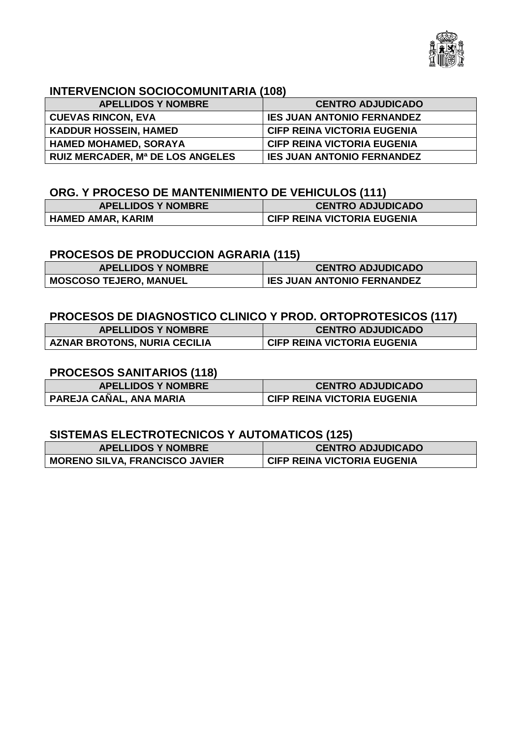## INTERVENCION SOCIOCOMUNITARIA (108)

| APELLIDOS Y NOMBRE | CENTRO ADJUDICADO |
|---|---|
| CUEVAS RINCON, EVA | IES JUAN ANTONIO FERNANDEZ |
| KADDUR HOSSEIN, HAMED | CIFP REINA VICTORIA EUGENIA |
| HAMED MOHAMED, SORAYA | CIFP REINA VICTORIA EUGENIA |
| RUIZ MERCADER, Mª DE LOS ANGELES | IES JUAN ANTONIO FERNANDEZ |

## ORG. Y PROCESO DE MANTENIMIENTO DE VEHICULOS (111)

| APELLIDOS Y NOMBRE | CENTRO ADJUDICADO |
|---|---|
| HAMED AMAR, KARIM | CIFP REINA VICTORIA EUGENIA |

## PROCESOS DE PRODUCCION AGRARIA (115)

| APELLIDOS Y NOMBRE | CENTRO ADJUDICADO |
|---|---|
| MOSCOSO TEJERO, MANUEL | IES JUAN ANTONIO FERNANDEZ |

## PROCESOS DE DIAGNOSTICO CLINICO Y PROD. ORTOPROTESICOS (117)

| APELLIDOS Y NOMBRE | CENTRO ADJUDICADO |
|---|---|
| AZNAR BROTONS, NURIA CECILIA | CIFP REINA VICTORIA EUGENIA |

## PROCESOS SANITARIOS (118)

| APELLIDOS Y NOMBRE | CENTRO ADJUDICADO |
|---|---|
| PAREJA CAÑAL, ANA MARIA | CIFP REINA VICTORIA EUGENIA |

## SISTEMAS ELECTROTECNICOS Y AUTOMATICOS (125)

| APELLIDOS Y NOMBRE | CENTRO ADJUDICADO |
|---|---|
| MORENO SILVA, FRANCISCO JAVIER | CIFP REINA VICTORIA EUGENIA |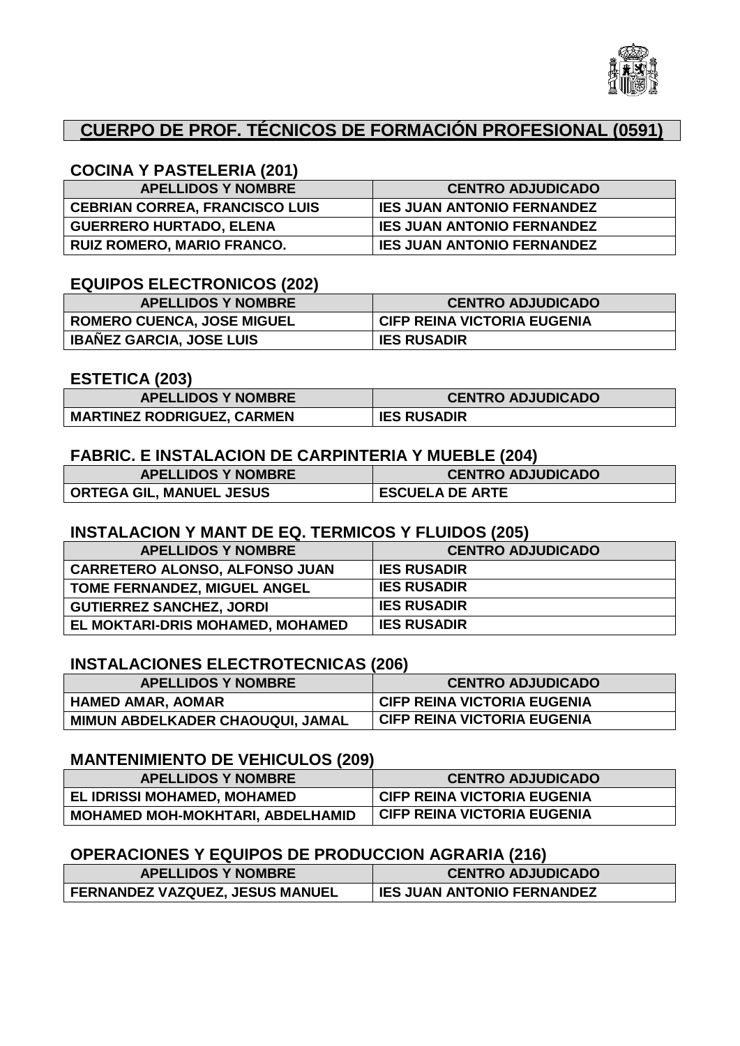# CUERPO DE PROF. TÉCNICOS DE FORMACIÓN PROFESIONAL (0591)

## COCINA Y PASTELERIA (201)

| APELLIDOS Y NOMBRE | CENTRO ADJUDICADO |
|---|---|
| CEBRIAN CORREA, FRANCISCO LUIS | IES JUAN ANTONIO FERNANDEZ |
| GUERRERO HURTADO, ELENA | IES JUAN ANTONIO FERNANDEZ |
| RUIZ ROMERO, MARIO FRANCO. | IES JUAN ANTONIO FERNANDEZ |

## EQUIPOS ELECTRONICOS (202)

| APELLIDOS Y NOMBRE | CENTRO ADJUDICADO |
|---|---|
| ROMERO CUENCA, JOSE MIGUEL | CIFP REINA VICTORIA EUGENIA |
| IBAÑEZ GARCIA, JOSE LUIS | IES RUSADIR |

## ESTETICA (203)

| APELLIDOS Y NOMBRE | CENTRO ADJUDICADO |
|---|---|
| MARTINEZ RODRIGUEZ, CARMEN | IES RUSADIR |

## FABRIC. E INSTALACION DE CARPINTERIA Y MUEBLE (204)

| APELLIDOS Y NOMBRE | CENTRO ADJUDICADO |
|---|---|
| ORTEGA GIL, MANUEL JESUS | ESCUELA DE ARTE |

## INSTALACION Y MANT DE EQ. TERMICOS Y FLUIDOS (205)

| APELLIDOS Y NOMBRE | CENTRO ADJUDICADO |
|---|---|
| CARRETERO ALONSO, ALFONSO JUAN | IES RUSADIR |
| TOME FERNANDEZ, MIGUEL ANGEL | IES RUSADIR |
| GUTIERREZ SANCHEZ, JORDI | IES RUSADIR |
| EL MOKTARI-DRIS MOHAMED, MOHAMED | IES RUSADIR |

## INSTALACIONES ELECTROTECNICAS (206)

| APELLIDOS Y NOMBRE | CENTRO ADJUDICADO |
|---|---|
| HAMED AMAR, AOMAR | CIFP REINA VICTORIA EUGENIA |
| MIMUN ABDELKADER CHAOUQUI, JAMAL | CIFP REINA VICTORIA EUGENIA |

## MANTENIMIENTO DE VEHICULOS (209)

| APELLIDOS Y NOMBRE | CENTRO ADJUDICADO |
|---|---|
| EL IDRISSI MOHAMED, MOHAMED | CIFP REINA VICTORIA EUGENIA |
| MOHAMED MOH-MOKHTARI, ABDELHAMID | CIFP REINA VICTORIA EUGENIA |

## OPERACIONES Y EQUIPOS DE PRODUCCION AGRARIA (216)

| APELLIDOS Y NOMBRE | CENTRO ADJUDICADO |
|---|---|
| FERNANDEZ VAZQUEZ, JESUS MANUEL | IES JUAN ANTONIO FERNANDEZ |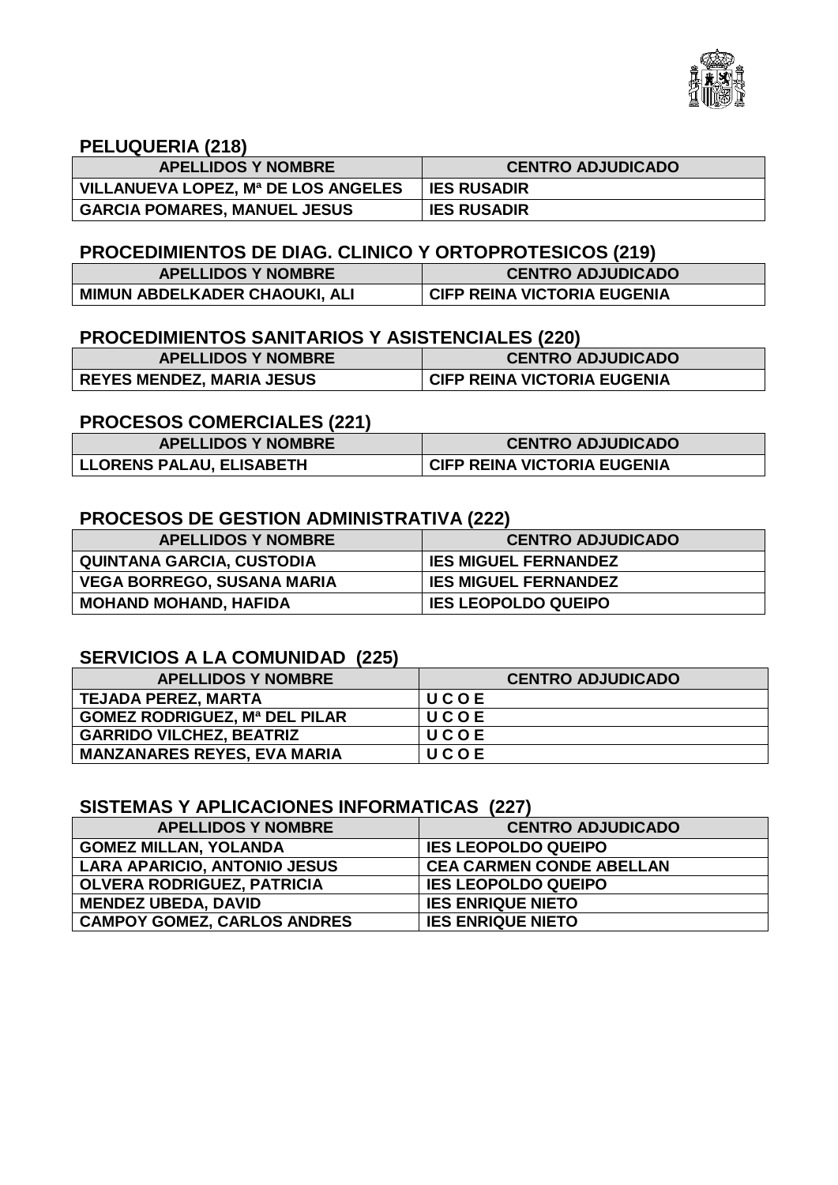## PELUQUERIA (218)

| APELLIDOS Y NOMBRE | CENTRO ADJUDICADO |
| --- | --- |
| VILLANUEVA LOPEZ, Mª DE LOS ANGELES | IES RUSADIR |
| GARCIA POMARES, MANUEL JESUS | IES RUSADIR |

## PROCEDIMIENTOS DE DIAG. CLINICO Y ORTOPROTESICOS (219)

| APELLIDOS Y NOMBRE | CENTRO ADJUDICADO |
| --- | --- |
| MIMUN ABDELKADER CHAOUKI, ALI | CIFP REINA VICTORIA EUGENIA |

## PROCEDIMIENTOS SANITARIOS Y ASISTENCIALES (220)

| APELLIDOS Y NOMBRE | CENTRO ADJUDICADO |
| --- | --- |
| REYES MENDEZ, MARIA JESUS | CIFP REINA VICTORIA EUGENIA |

## PROCESOS COMERCIALES (221)

| APELLIDOS Y NOMBRE | CENTRO ADJUDICADO |
| --- | --- |
| LLORENS PALAU, ELISABETH | CIFP REINA VICTORIA EUGENIA |

## PROCESOS DE GESTION ADMINISTRATIVA (222)

| APELLIDOS Y NOMBRE | CENTRO ADJUDICADO |
| --- | --- |
| QUINTANA GARCIA, CUSTODIA | IES MIGUEL FERNANDEZ |
| VEGA BORREGO, SUSANA MARIA | IES MIGUEL FERNANDEZ |
| MOHAND MOHAND, HAFIDA | IES LEOPOLDO QUEIPO |

## SERVICIOS A LA COMUNIDAD (225)

| APELLIDOS Y NOMBRE | CENTRO ADJUDICADO |
| --- | --- |
| TEJADA PEREZ, MARTA | U C O E |
| GOMEZ RODRIGUEZ, Mª DEL PILAR | U C O E |
| GARRIDO VILCHEZ, BEATRIZ | U C O E |
| MANZANARES REYES, EVA MARIA | U C O E |

## SISTEMAS Y APLICACIONES INFORMATICAS (227)

| APELLIDOS Y NOMBRE | CENTRO ADJUDICADO |
| --- | --- |
| GOMEZ MILLAN, YOLANDA | IES LEOPOLDO QUEIPO |
| LARA APARICIO, ANTONIO JESUS | CEA CARMEN CONDE ABELLAN |
| OLVERA RODRIGUEZ, PATRICIA | IES LEOPOLDO QUEIPO |
| MENDEZ UBEDA, DAVID | IES ENRIQUE NIETO |
| CAMPOY GOMEZ, CARLOS ANDRES | IES ENRIQUE NIETO |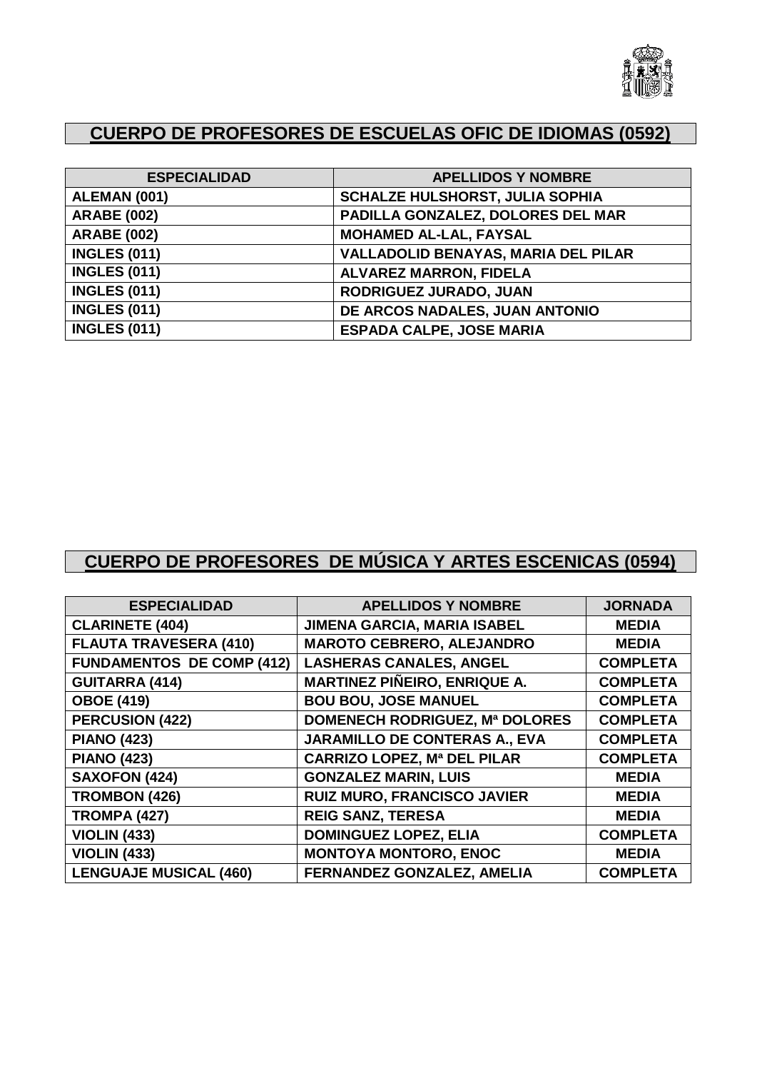## CUERPO DE PROFESORES DE ESCUELAS OFIC DE IDIOMAS (0592)

| ESPECIALIDAD | APELLIDOS Y NOMBRE |
|---|---|
| ALEMAN (001) | SCHALZE HULSHORST, JULIA SOPHIA |
| ARABE (002) | PADILLA GONZALEZ, DOLORES DEL MAR |
| ARABE (002) | MOHAMED AL-LAL, FAYSAL |
| INGLES (011) | VALLADOLID BENAYAS, MARIA DEL PILAR |
| INGLES (011) | ALVAREZ MARRON, FIDELA |
| INGLES (011) | RODRIGUEZ JURADO, JUAN |
| INGLES (011) | DE ARCOS NADALES, JUAN ANTONIO |
| INGLES (011) | ESPADA CALPE, JOSE MARIA |

## CUERPO DE PROFESORES DE MÚSICA Y ARTES ESCENICAS (0594)

| ESPECIALIDAD | APELLIDOS Y NOMBRE | JORNADA |
|---|---|---|
| CLARINETE (404) | JIMENA GARCIA, MARIA ISABEL | MEDIA |
| FLAUTA TRAVESERA (410) | MAROTO CEBRERO, ALEJANDRO | MEDIA |
| FUNDAMENTOS DE COMP (412) | LASHERAS CANALES, ANGEL | COMPLETA |
| GUITARRA (414) | MARTINEZ PIÑEIRO, ENRIQUE A. | COMPLETA |
| OBOE (419) | BOU BOU, JOSE MANUEL | COMPLETA |
| PERCUSION (422) | DOMENECH RODRIGUEZ, Mª DOLORES | COMPLETA |
| PIANO (423) | JARAMILLO DE CONTERAS A., EVA | COMPLETA |
| PIANO (423) | CARRIZO LOPEZ, Mª DEL PILAR | COMPLETA |
| SAXOFON (424) | GONZALEZ MARIN, LUIS | MEDIA |
| TROMBON (426) | RUIZ MURO, FRANCISCO JAVIER | MEDIA |
| TROMPA (427) | REIG SANZ, TERESA | MEDIA |
| VIOLIN (433) | DOMINGUEZ LOPEZ, ELIA | COMPLETA |
| VIOLIN (433) | MONTOYA MONTORO, ENOC | MEDIA |
| LENGUAJE MUSICAL (460) | FERNANDEZ GONZALEZ, AMELIA | COMPLETA |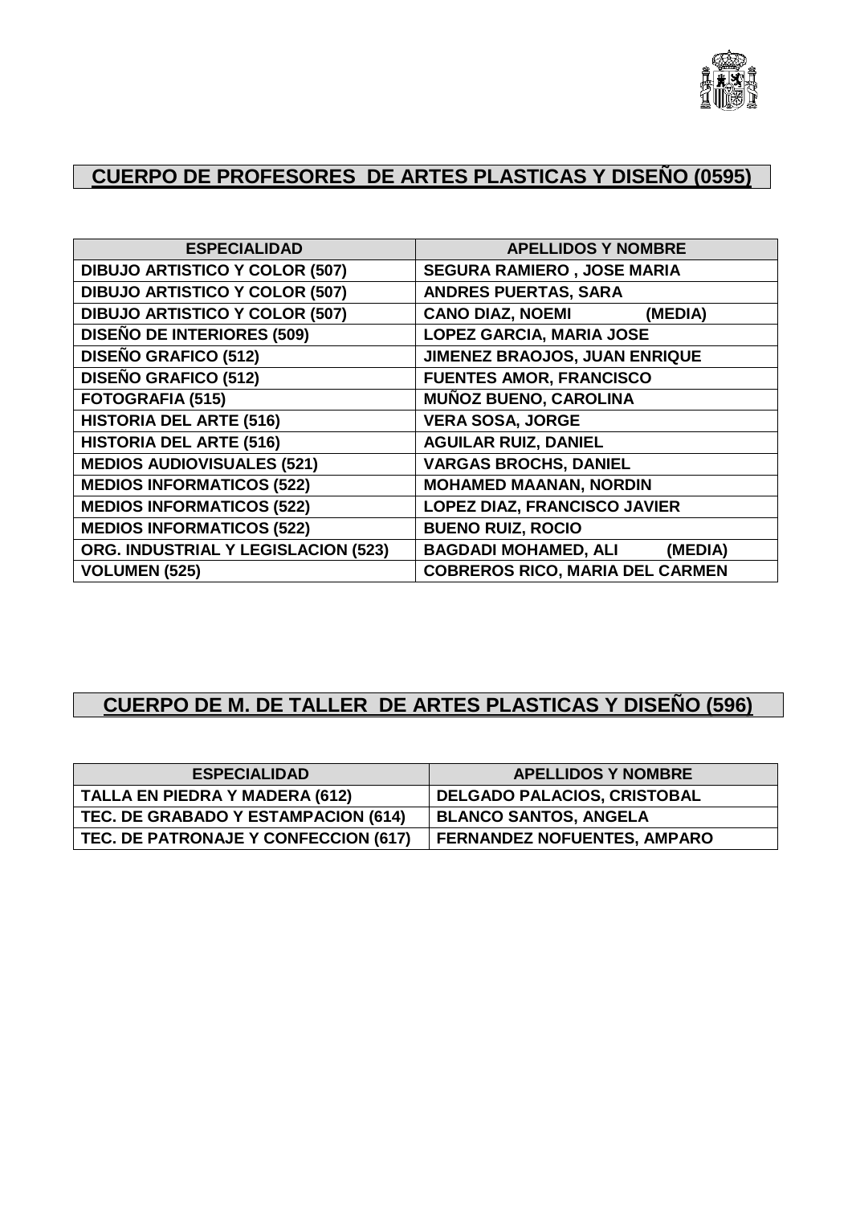## CUERPO DE PROFESORES DE ARTES PLASTICAS Y DISEÑO (0595)

| ESPECIALIDAD | APELLIDOS Y NOMBRE |
|---|---|
| DIBUJO ARTISTICO Y COLOR (507) | SEGURA RAMIERO , JOSE MARIA |
| DIBUJO ARTISTICO Y COLOR (507) | ANDRES PUERTAS, SARA |
| DIBUJO ARTISTICO Y COLOR (507) | CANO DIAZ, NOEMI (MEDIA) |
| DISEÑO DE INTERIORES (509) | LOPEZ GARCIA, MARIA JOSE |
| DISEÑO GRAFICO (512) | JIMENEZ BRAOJOS, JUAN ENRIQUE |
| DISEÑO GRAFICO (512) | FUENTES AMOR, FRANCISCO |
| FOTOGRAFIA (515) | MUÑOZ BUENO, CAROLINA |
| HISTORIA DEL ARTE (516) | VERA SOSA, JORGE |
| HISTORIA DEL ARTE (516) | AGUILAR RUIZ, DANIEL |
| MEDIOS AUDIOVISUALES (521) | VARGAS BROCHS, DANIEL |
| MEDIOS INFORMATICOS (522) | MOHAMED MAANAN, NORDIN |
| MEDIOS INFORMATICOS (522) | LOPEZ DIAZ, FRANCISCO JAVIER |
| MEDIOS INFORMATICOS (522) | BUENO RUIZ, ROCIO |
| ORG. INDUSTRIAL Y LEGISLACION (523) | BAGDADI MOHAMED, ALI (MEDIA) |
| VOLUMEN (525) | COBREROS RICO, MARIA DEL CARMEN |

## CUERPO DE M. DE TALLER DE ARTES PLASTICAS Y DISEÑO (596)

| ESPECIALIDAD | APELLIDOS Y NOMBRE |
|---|---|
| TALLA EN PIEDRA Y MADERA (612) | DELGADO PALACIOS, CRISTOBAL |
| TEC. DE GRABADO Y ESTAMPACION (614) | BLANCO SANTOS, ANGELA |
| TEC. DE PATRONAJE Y CONFECCION (617) | FERNANDEZ NOFUENTES, AMPARO |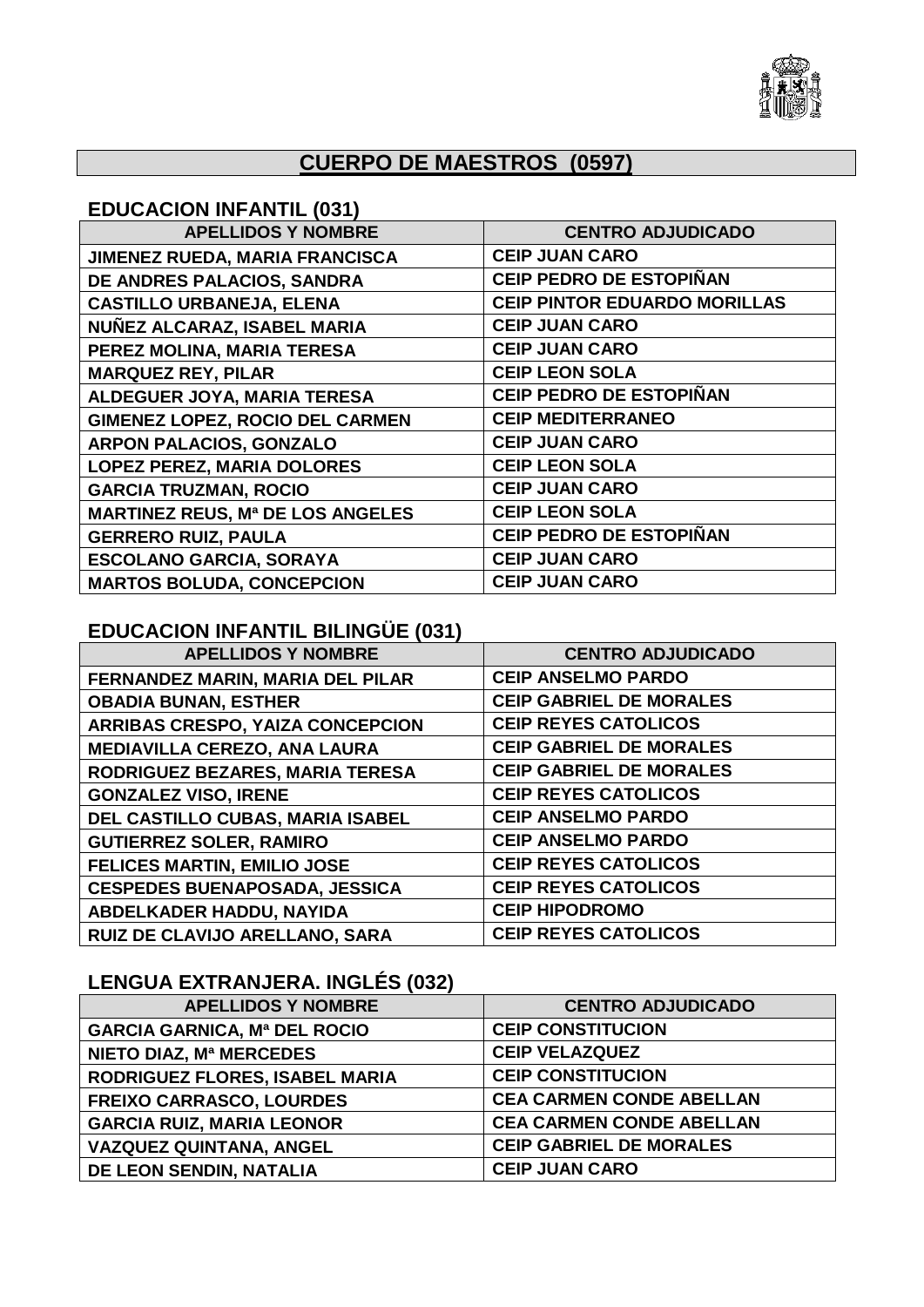# CUERPO DE MAESTROS (0597)

## EDUCACION INFANTIL (031)

| APELLIDOS Y NOMBRE | CENTRO ADJUDICADO |
|---|---|
| JIMENEZ RUEDA, MARIA FRANCISCA | CEIP JUAN CARO |
| DE ANDRES PALACIOS, SANDRA | CEIP PEDRO DE ESTOPIÑAN |
| CASTILLO URBANEJA, ELENA | CEIP PINTOR EDUARDO MORILLAS |
| NUÑEZ ALCARAZ, ISABEL MARIA | CEIP JUAN CARO |
| PEREZ MOLINA, MARIA TERESA | CEIP JUAN CARO |
| MARQUEZ REY, PILAR | CEIP LEON SOLA |
| ALDEGUER JOYA, MARIA TERESA | CEIP PEDRO DE ESTOPIÑAN |
| GIMENEZ LOPEZ, ROCIO DEL CARMEN | CEIP MEDITERRANEO |
| ARPON PALACIOS, GONZALO | CEIP JUAN CARO |
| LOPEZ PEREZ, MARIA DOLORES | CEIP LEON SOLA |
| GARCIA TRUZMAN, ROCIO | CEIP JUAN CARO |
| MARTINEZ REUS, Mª DE LOS ANGELES | CEIP LEON SOLA |
| GERRERO RUIZ, PAULA | CEIP PEDRO DE ESTOPIÑAN |
| ESCOLANO GARCIA, SORAYA | CEIP JUAN CARO |
| MARTOS BOLUDA, CONCEPCION | CEIP JUAN CARO |

## EDUCACION INFANTIL BILINGÜE (031)

| APELLIDOS Y NOMBRE | CENTRO ADJUDICADO |
|---|---|
| FERNANDEZ MARIN, MARIA DEL PILAR | CEIP ANSELMO PARDO |
| OBADIA BUNAN, ESTHER | CEIP GABRIEL DE MORALES |
| ARRIBAS CRESPO, YAIZA CONCEPCION | CEIP REYES CATOLICOS |
| MEDIAVILLA CEREZO, ANA LAURA | CEIP GABRIEL DE MORALES |
| RODRIGUEZ BEZARES, MARIA TERESA | CEIP GABRIEL DE MORALES |
| GONZALEZ VISO, IRENE | CEIP REYES CATOLICOS |
| DEL CASTILLO CUBAS, MARIA ISABEL | CEIP ANSELMO PARDO |
| GUTIERREZ SOLER, RAMIRO | CEIP ANSELMO PARDO |
| FELICES MARTIN, EMILIO JOSE | CEIP REYES CATOLICOS |
| CESPEDES BUENAPOSADA, JESSICA | CEIP REYES CATOLICOS |
| ABDELKADER HADDU, NAYIDA | CEIP HIPODROMO |
| RUIZ DE CLAVIJO ARELLANO, SARA | CEIP REYES CATOLICOS |

## LENGUA EXTRANJERA. INGLÉS (032)

| APELLIDOS Y NOMBRE | CENTRO ADJUDICADO |
|---|---|
| GARCIA GARNICA, Mª DEL ROCIO | CEIP CONSTITUCION |
| NIETO DIAZ, Mª MERCEDES | CEIP VELAZQUEZ |
| RODRIGUEZ FLORES, ISABEL MARIA | CEIP CONSTITUCION |
| FREIXO CARRASCO, LOURDES | CEA CARMEN CONDE ABELLAN |
| GARCIA RUIZ, MARIA LEONOR | CEA CARMEN CONDE ABELLAN |
| VAZQUEZ QUINTANA, ANGEL | CEIP GABRIEL DE MORALES |
| DE LEON SENDIN, NATALIA | CEIP JUAN CARO |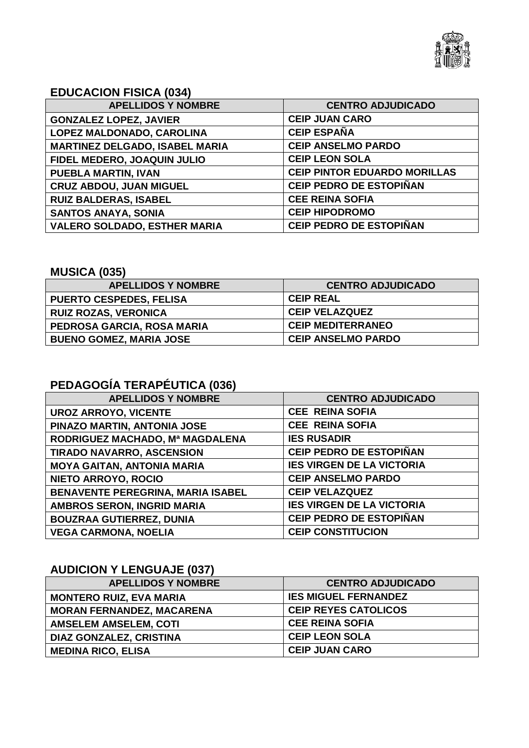## EDUCACION FISICA (034)

| APELLIDOS Y NOMBRE | CENTRO ADJUDICADO |
|---|---|
| GONZALEZ LOPEZ, JAVIER | CEIP JUAN CARO |
| LOPEZ MALDONADO, CAROLINA | CEIP ESPAÑA |
| MARTINEZ DELGADO, ISABEL MARIA | CEIP ANSELMO PARDO |
| FIDEL MEDERO, JOAQUIN JULIO | CEIP LEON SOLA |
| PUEBLA MARTIN, IVAN | CEIP PINTOR EDUARDO MORILLAS |
| CRUZ ABDOU, JUAN MIGUEL | CEIP PEDRO DE ESTOPIÑAN |
| RUIZ BALDERAS, ISABEL | CEE REINA SOFIA |
| SANTOS ANAYA, SONIA | CEIP HIPODROMO |
| VALERO SOLDADO, ESTHER MARIA | CEIP PEDRO DE ESTOPIÑAN |

## MUSICA (035)

| APELLIDOS Y NOMBRE | CENTRO ADJUDICADO |
|---|---|
| PUERTO CESPEDES, FELISA | CEIP REAL |
| RUIZ ROZAS, VERONICA | CEIP VELAZQUEZ |
| PEDROSA GARCIA, ROSA MARIA | CEIP MEDITERRANEO |
| BUENO GOMEZ, MARIA JOSE | CEIP ANSELMO PARDO |

## PEDAGOGÍA TERAPÉUTICA (036)

| APELLIDOS Y NOMBRE | CENTRO ADJUDICADO |
|---|---|
| UROZ ARROYO, VICENTE | CEE REINA SOFIA |
| PINAZO MARTIN, ANTONIA JOSE | CEE REINA SOFIA |
| RODRIGUEZ MACHADO, Mª MAGDALENA | IES RUSADIR |
| TIRADO NAVARRO, ASCENSION | CEIP PEDRO DE ESTOPIÑAN |
| MOYA GAITAN, ANTONIA MARIA | IES VIRGEN DE LA VICTORIA |
| NIETO ARROYO, ROCIO | CEIP ANSELMO PARDO |
| BENAVENTE PEREGRINA, MARIA ISABEL | CEIP VELAZQUEZ |
| AMBROS SERON, INGRID MARIA | IES VIRGEN DE LA VICTORIA |
| BOUZRAA GUTIERREZ, DUNIA | CEIP PEDRO DE ESTOPIÑAN |
| VEGA CARMONA, NOELIA | CEIP CONSTITUCION |

## AUDICION Y LENGUAJE (037)

| APELLIDOS Y NOMBRE | CENTRO ADJUDICADO |
|---|---|
| MONTERO RUIZ, EVA MARIA | IES MIGUEL FERNANDEZ |
| MORAN FERNANDEZ, MACARENA | CEIP REYES CATOLICOS |
| AMSELEM AMSELEM, COTI | CEE REINA SOFIA |
| DIAZ GONZALEZ, CRISTINA | CEIP LEON SOLA |
| MEDINA RICO, ELISA | CEIP JUAN CARO |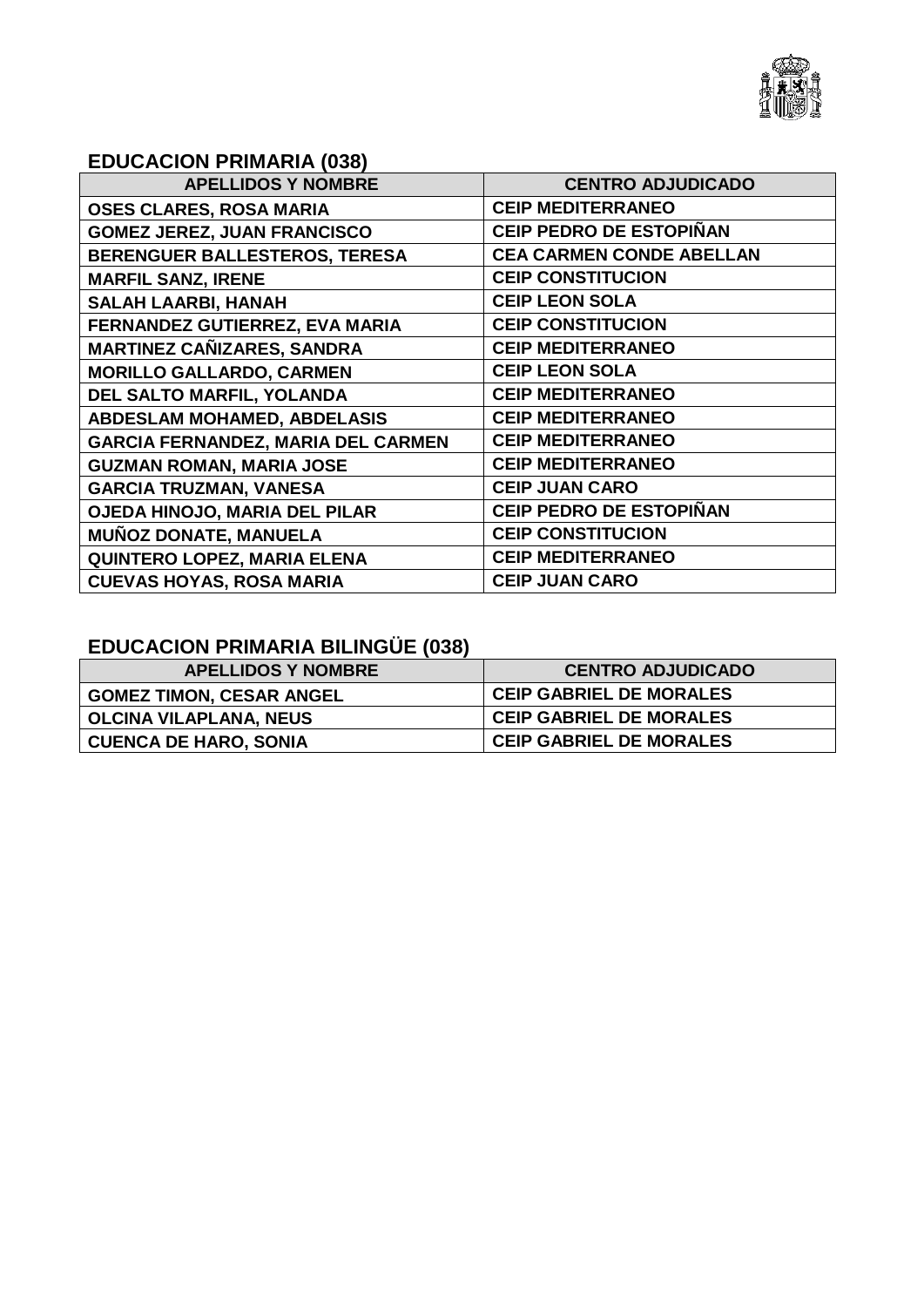## EDUCACION PRIMARIA (038)

| APELLIDOS Y NOMBRE | CENTRO ADJUDICADO |
|---|---|
| OSES CLARES, ROSA MARIA | CEIP MEDITERRANEO |
| GOMEZ JEREZ, JUAN FRANCISCO | CEIP PEDRO DE ESTOPIÑAN |
| BERENGUER BALLESTEROS, TERESA | CEA CARMEN CONDE ABELLAN |
| MARFIL SANZ, IRENE | CEIP CONSTITUCION |
| SALAH LAARBI, HANAH | CEIP LEON SOLA |
| FERNANDEZ GUTIERREZ, EVA MARIA | CEIP CONSTITUCION |
| MARTINEZ CAÑIZARES, SANDRA | CEIP MEDITERRANEO |
| MORILLO GALLARDO, CARMEN | CEIP LEON SOLA |
| DEL SALTO MARFIL, YOLANDA | CEIP MEDITERRANEO |
| ABDESLAM MOHAMED, ABDELASIS | CEIP MEDITERRANEO |
| GARCIA FERNANDEZ, MARIA DEL CARMEN | CEIP MEDITERRANEO |
| GUZMAN ROMAN, MARIA JOSE | CEIP MEDITERRANEO |
| GARCIA TRUZMAN, VANESA | CEIP JUAN CARO |
| OJEDA HINOJO, MARIA DEL PILAR | CEIP PEDRO DE ESTOPIÑAN |
| MUÑOZ DONATE, MANUELA | CEIP CONSTITUCION |
| QUINTERO LOPEZ, MARIA ELENA | CEIP MEDITERRANEO |
| CUEVAS HOYAS, ROSA MARIA | CEIP JUAN CARO |

## EDUCACION PRIMARIA BILINGÜE (038)

| APELLIDOS Y NOMBRE | CENTRO ADJUDICADO |
|---|---|
| GOMEZ TIMON, CESAR ANGEL | CEIP GABRIEL DE MORALES |
| OLCINA VILAPLANA, NEUS | CEIP GABRIEL DE MORALES |
| CUENCA DE HARO, SONIA | CEIP GABRIEL DE MORALES |